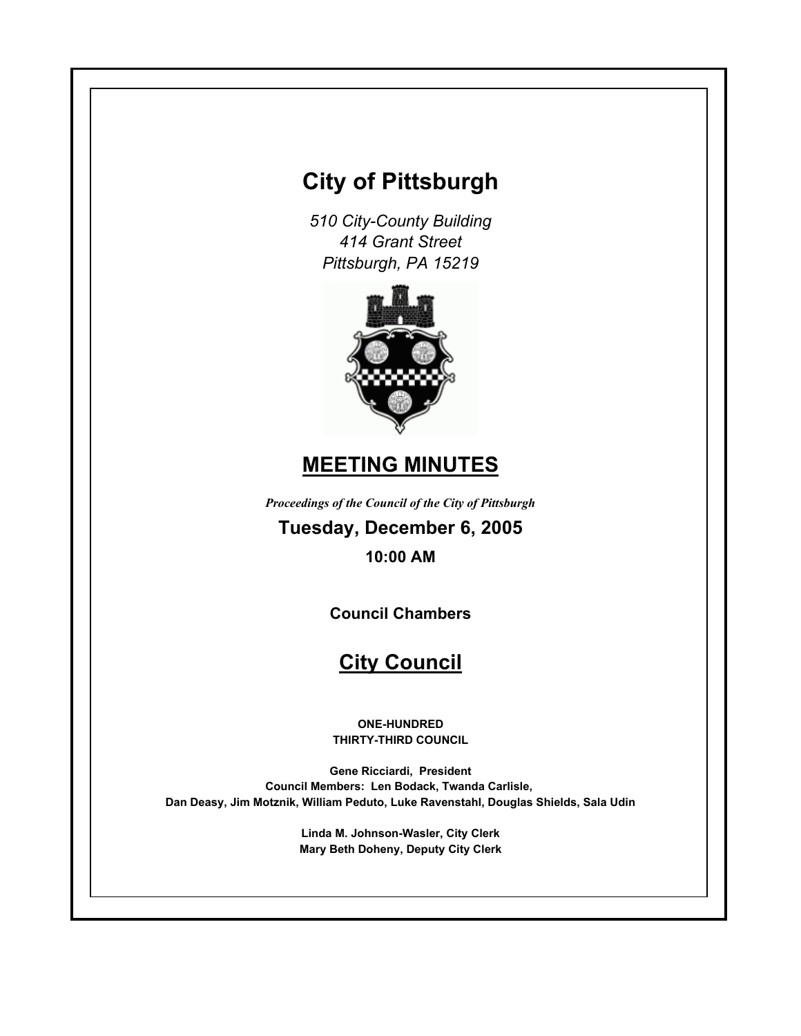# City of Pittsburgh

*510 City-County Building*
*414 Grant Street*
*Pittsburgh, PA 15219*

## MEETING MINUTES

*Proceedings of the Council of the City of Pittsburgh*

**Tuesday, December 6, 2005**

**10:00 AM**

**Council Chambers**

## City Council

**ONE-HUNDRED THIRTY-THIRD COUNCIL**

**Gene Ricciardi, President**
**Council Members: Len Bodack, Twanda Carlisle, Dan Deasy, Jim Motznik, William Peduto, Luke Ravenstahl, Douglas Shields, Sala Udin**

**Linda M. Johnson-Wasler, City Clerk**
**Mary Beth Doheny, Deputy City Clerk**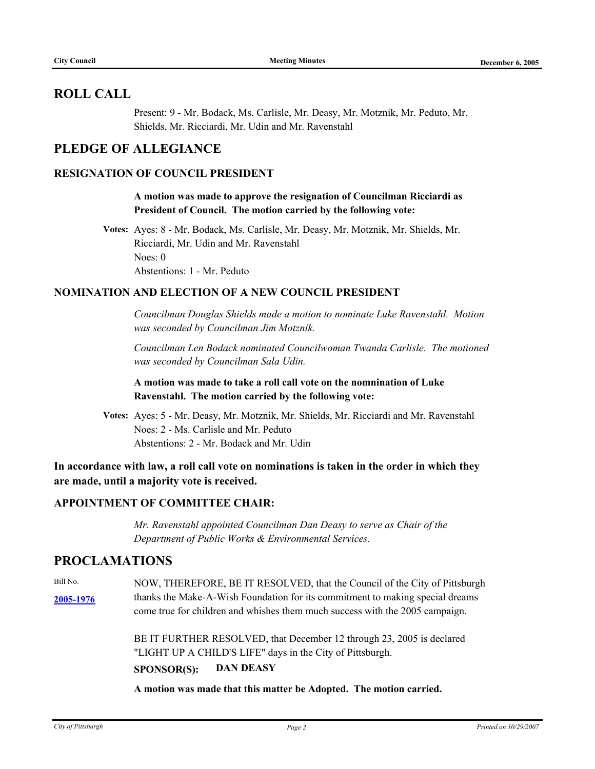## ROLL CALL

Present: 9 - Mr. Bodack, Ms. Carlisle, Mr. Deasy, Mr. Motznik, Mr. Peduto, Mr. Shields, Mr. Ricciardi, Mr. Udin and Mr. Ravenstahl

## PLEDGE OF ALLEGIANCE

### RESIGNATION OF COUNCIL PRESIDENT

**A motion was made to approve the resignation of Councilman Ricciardi as President of Council. The motion carried by the following vote:**

**Votes:** Ayes: 8 - Mr. Bodack, Ms. Carlisle, Mr. Deasy, Mr. Motznik, Mr. Shields, Mr. Ricciardi, Mr. Udin and Mr. Ravenstahl
Noes: 0
Abstentions: 1 - Mr. Peduto

### NOMINATION AND ELECTION OF A NEW COUNCIL PRESIDENT

*Councilman Douglas Shields made a motion to nominate Luke Ravenstahl. Motion was seconded by Councilman Jim Motznik.*

*Councilman Len Bodack nominated Councilwoman Twanda Carlisle. The motioned was seconded by Councilman Sala Udin.*

**A motion was made to take a roll call vote on the nomnination of Luke Ravenstahl. The motion carried by the following vote:**

**Votes:** Ayes: 5 - Mr. Deasy, Mr. Motznik, Mr. Shields, Mr. Ricciardi and Mr. Ravenstahl
Noes: 2 - Ms. Carlisle and Mr. Peduto
Abstentions: 2 - Mr. Bodack and Mr. Udin

**In accordance with law, a roll call vote on nominations is taken in the order in which they are made, until a majority vote is received.**

### APPOINTMENT OF COMMITTEE CHAIR:

*Mr. Ravenstahl appointed Councilman Dan Deasy to serve as Chair of the Department of Public Works & Environmental Services.*

## PROCLAMATIONS

Bill No. **2005-1976**

NOW, THEREFORE, BE IT RESOLVED, that the Council of the City of Pittsburgh thanks the Make-A-Wish Foundation for its commitment to making special dreams come true for children and whishes them much success with the 2005 campaign.

BE IT FURTHER RESOLVED, that December 12 through 23, 2005 is declared "LIGHT UP A CHILD'S LIFE" days in the City of Pittsburgh.

**SPONSOR(S): DAN DEASY**

**A motion was made that this matter be Adopted. The motion carried.**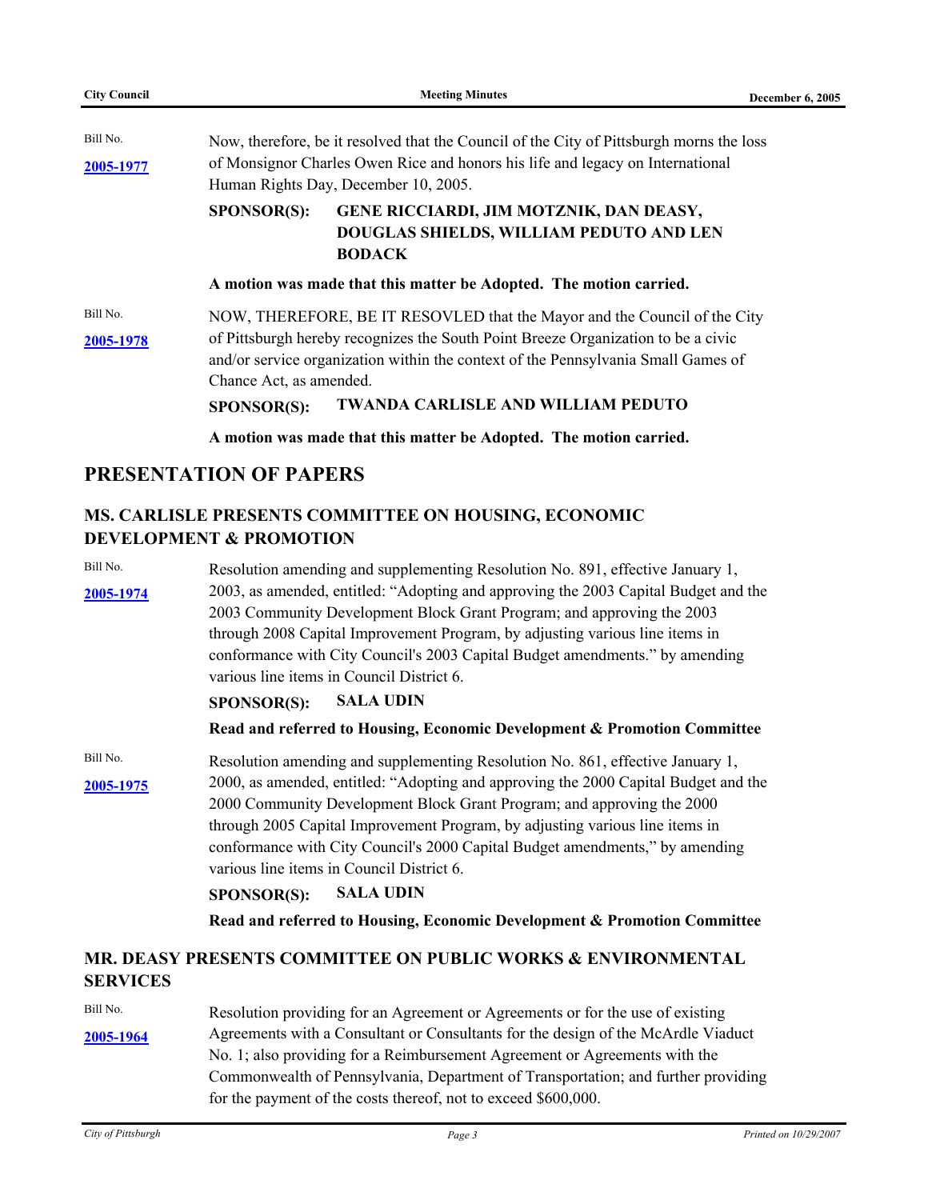Bill No.

**2005-1977**

Now, therefore, be it resolved that the Council of the City of Pittsburgh morns the loss of Monsignor Charles Owen Rice and honors his life and legacy on International Human Rights Day, December 10, 2005.

**SPONSOR(S): GENE RICCIARDI, JIM MOTZNIK, DAN DEASY, DOUGLAS SHIELDS, WILLIAM PEDUTO AND LEN BODACK**

**A motion was made that this matter be Adopted. The motion carried.**

Bill No.

**2005-1978**

NOW, THEREFORE, BE IT RESOVLED that the Mayor and the Council of the City of Pittsburgh hereby recognizes the South Point Breeze Organization to be a civic and/or service organization within the context of the Pennsylvania Small Games of Chance Act, as amended.

**SPONSOR(S): TWANDA CARLISLE AND WILLIAM PEDUTO**

**A motion was made that this matter be Adopted. The motion carried.**

## PRESENTATION OF PAPERS

### MS. CARLISLE PRESENTS COMMITTEE ON HOUSING, ECONOMIC DEVELOPMENT & PROMOTION

Bill No.

**2005-1974**

Resolution amending and supplementing Resolution No. 891, effective January 1, 2003, as amended, entitled: "Adopting and approving the 2003 Capital Budget and the 2003 Community Development Block Grant Program; and approving the 2003 through 2008 Capital Improvement Program, by adjusting various line items in conformance with City Council's 2003 Capital Budget amendments." by amending various line items in Council District 6.

**SPONSOR(S): SALA UDIN**

**Read and referred to Housing, Economic Development & Promotion Committee**

Bill No.

**2005-1975**

Resolution amending and supplementing Resolution No. 861, effective January 1, 2000, as amended, entitled: "Adopting and approving the 2000 Capital Budget and the 2000 Community Development Block Grant Program; and approving the 2000 through 2005 Capital Improvement Program, by adjusting various line items in conformance with City Council's 2000 Capital Budget amendments," by amending various line items in Council District 6.

**SPONSOR(S): SALA UDIN**

**Read and referred to Housing, Economic Development & Promotion Committee**

### MR. DEASY PRESENTS COMMITTEE ON PUBLIC WORKS & ENVIRONMENTAL SERVICES

Bill No.

**2005-1964**

Resolution providing for an Agreement or Agreements or for the use of existing Agreements with a Consultant or Consultants for the design of the McArdle Viaduct No. 1; also providing for a Reimbursement Agreement or Agreements with the Commonwealth of Pennsylvania, Department of Transportation; and further providing for the payment of the costs thereof, not to exceed $600,000.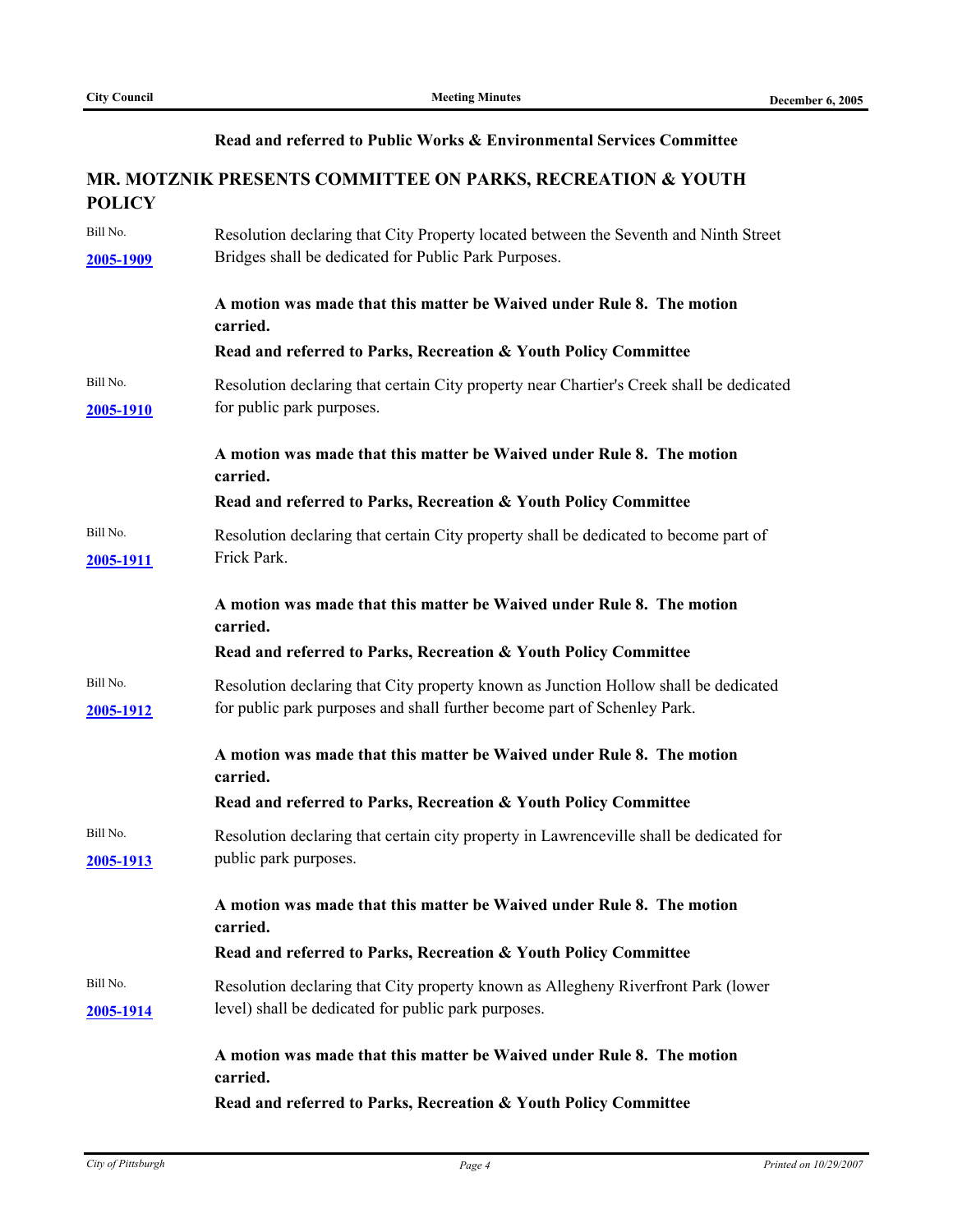**Read and referred to Public Works & Environmental Services Committee**

## MR. MOTZNIK PRESENTS COMMITTEE ON PARKS, RECREATION & YOUTH POLICY

Bill No. **2005-1909**

Resolution declaring that City Property located between the Seventh and Ninth Street Bridges shall be dedicated for Public Park Purposes.

**A motion was made that this matter be Waived under Rule 8. The motion carried.**

**Read and referred to Parks, Recreation & Youth Policy Committee**

Bill No. **2005-1910**

Resolution declaring that certain City property near Chartier's Creek shall be dedicated for public park purposes.

**A motion was made that this matter be Waived under Rule 8. The motion carried.**

**Read and referred to Parks, Recreation & Youth Policy Committee**

Bill No. **2005-1911**

Resolution declaring that certain City property shall be dedicated to become part of Frick Park.

**A motion was made that this matter be Waived under Rule 8. The motion carried.**

**Read and referred to Parks, Recreation & Youth Policy Committee**

Bill No. **2005-1912**

Resolution declaring that City property known as Junction Hollow shall be dedicated for public park purposes and shall further become part of Schenley Park.

**A motion was made that this matter be Waived under Rule 8. The motion carried.**

**Read and referred to Parks, Recreation & Youth Policy Committee**

Bill No. **2005-1913**

Resolution declaring that certain city property in Lawrenceville shall be dedicated for public park purposes.

**A motion was made that this matter be Waived under Rule 8. The motion carried.**

**Read and referred to Parks, Recreation & Youth Policy Committee**

Bill No. **2005-1914**

Resolution declaring that City property known as Allegheny Riverfront Park (lower level) shall be dedicated for public park purposes.

**A motion was made that this matter be Waived under Rule 8. The motion carried.**

**Read and referred to Parks, Recreation & Youth Policy Committee**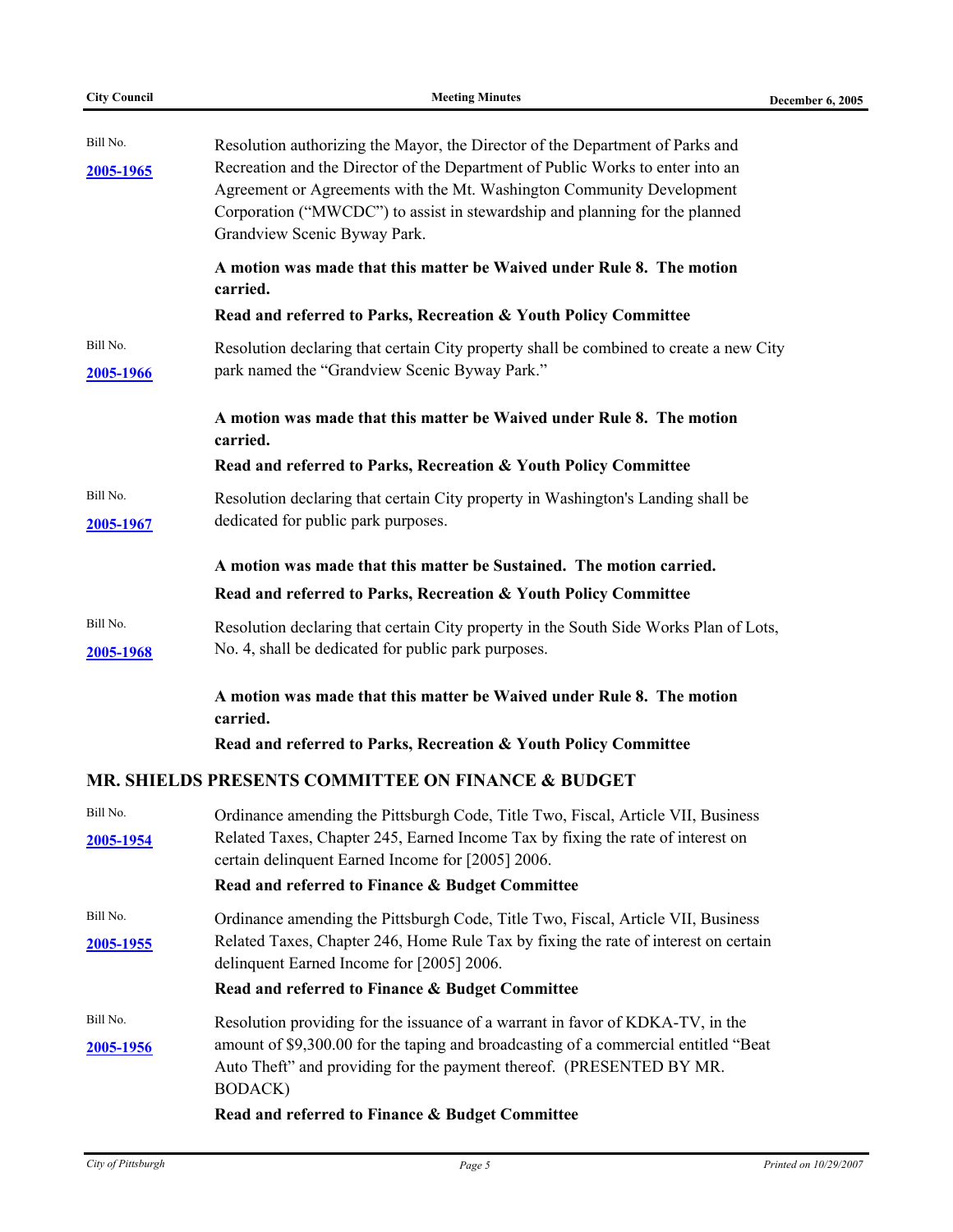Bill No. **2005-1965**

Resolution authorizing the Mayor, the Director of the Department of Parks and Recreation and the Director of the Department of Public Works to enter into an Agreement or Agreements with the Mt. Washington Community Development Corporation ("MWCDC") to assist in stewardship and planning for the planned Grandview Scenic Byway Park.

**A motion was made that this matter be Waived under Rule 8. The motion carried.**

**Read and referred to Parks, Recreation & Youth Policy Committee**

Bill No. **2005-1966**

Resolution declaring that certain City property shall be combined to create a new City park named the "Grandview Scenic Byway Park."

**A motion was made that this matter be Waived under Rule 8. The motion carried.**

**Read and referred to Parks, Recreation & Youth Policy Committee**

Bill No. **2005-1967**

Resolution declaring that certain City property in Washington's Landing shall be dedicated for public park purposes.

**A motion was made that this matter be Sustained. The motion carried.**

**Read and referred to Parks, Recreation & Youth Policy Committee**

Bill No. **2005-1968**

Resolution declaring that certain City property in the South Side Works Plan of Lots, No. 4, shall be dedicated for public park purposes.

**A motion was made that this matter be Waived under Rule 8. The motion carried.**

**Read and referred to Parks, Recreation & Youth Policy Committee**

## MR. SHIELDS PRESENTS COMMITTEE ON FINANCE & BUDGET

Bill No. **2005-1954**

Ordinance amending the Pittsburgh Code, Title Two, Fiscal, Article VII, Business Related Taxes, Chapter 245, Earned Income Tax by fixing the rate of interest on certain delinquent Earned Income for [2005] 2006.

**Read and referred to Finance & Budget Committee**

Bill No. **2005-1955**

Ordinance amending the Pittsburgh Code, Title Two, Fiscal, Article VII, Business Related Taxes, Chapter 246, Home Rule Tax by fixing the rate of interest on certain delinquent Earned Income for [2005] 2006.

**Read and referred to Finance & Budget Committee**

Bill No. **2005-1956**

Resolution providing for the issuance of a warrant in favor of KDKA-TV, in the amount of $9,300.00 for the taping and broadcasting of a commercial entitled "Beat Auto Theft" and providing for the payment thereof. (PRESENTED BY MR. BODACK)

**Read and referred to Finance & Budget Committee**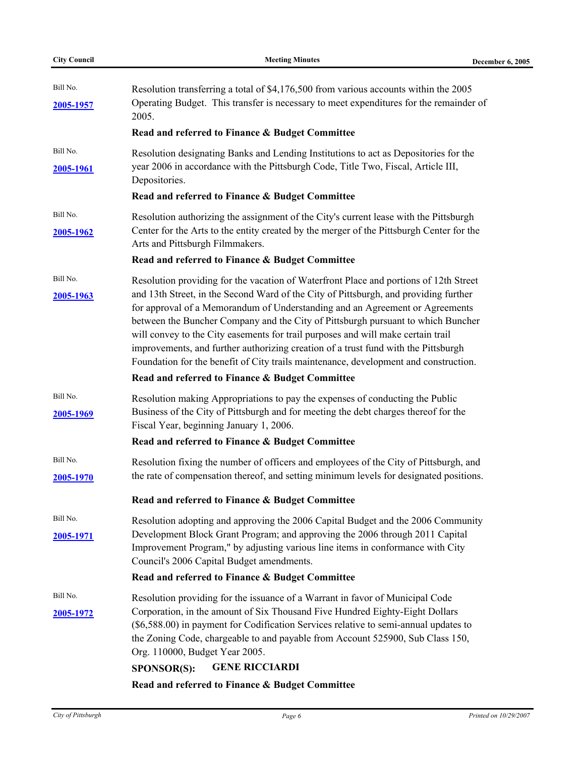Bill No.
**2005-1957**

Resolution transferring a total of $4,176,500 from various accounts within the 2005 Operating Budget. This transfer is necessary to meet expenditures for the remainder of 2005.

**Read and referred to Finance & Budget Committee**

Bill No.
**2005-1961**

Resolution designating Banks and Lending Institutions to act as Depositories for the year 2006 in accordance with the Pittsburgh Code, Title Two, Fiscal, Article III, Depositories.

**Read and referred to Finance & Budget Committee**

Bill No.
**2005-1962**

Resolution authorizing the assignment of the City's current lease with the Pittsburgh Center for the Arts to the entity created by the merger of the Pittsburgh Center for the Arts and Pittsburgh Filmmakers.

**Read and referred to Finance & Budget Committee**

Bill No.
**2005-1963**

Resolution providing for the vacation of Waterfront Place and portions of 12th Street and 13th Street, in the Second Ward of the City of Pittsburgh, and providing further for approval of a Memorandum of Understanding and an Agreement or Agreements between the Buncher Company and the City of Pittsburgh pursuant to which Buncher will convey to the City easements for trail purposes and will make certain trail improvements, and further authorizing creation of a trust fund with the Pittsburgh Foundation for the benefit of City trails maintenance, development and construction.

**Read and referred to Finance & Budget Committee**

Bill No.
**2005-1969**

Resolution making Appropriations to pay the expenses of conducting the Public Business of the City of Pittsburgh and for meeting the debt charges thereof for the Fiscal Year, beginning January 1, 2006.

**Read and referred to Finance & Budget Committee**

Bill No.
**2005-1970**

Resolution fixing the number of officers and employees of the City of Pittsburgh, and the rate of compensation thereof, and setting minimum levels for designated positions.

**Read and referred to Finance & Budget Committee**

Bill No.
**2005-1971**

Resolution adopting and approving the 2006 Capital Budget and the 2006 Community Development Block Grant Program; and approving the 2006 through 2011 Capital Improvement Program," by adjusting various line items in conformance with City Council's 2006 Capital Budget amendments.

**Read and referred to Finance & Budget Committee**

Bill No.
**2005-1972**

Resolution providing for the issuance of a Warrant in favor of Municipal Code Corporation, in the amount of Six Thousand Five Hundred Eighty-Eight Dollars ($6,588.00) in payment for Codification Services relative to semi-annual updates to the Zoning Code, chargeable to and payable from Account 525900, Sub Class 150, Org. 110000, Budget Year 2005.

**SPONSOR(S): GENE RICCIARDI**

**Read and referred to Finance & Budget Committee**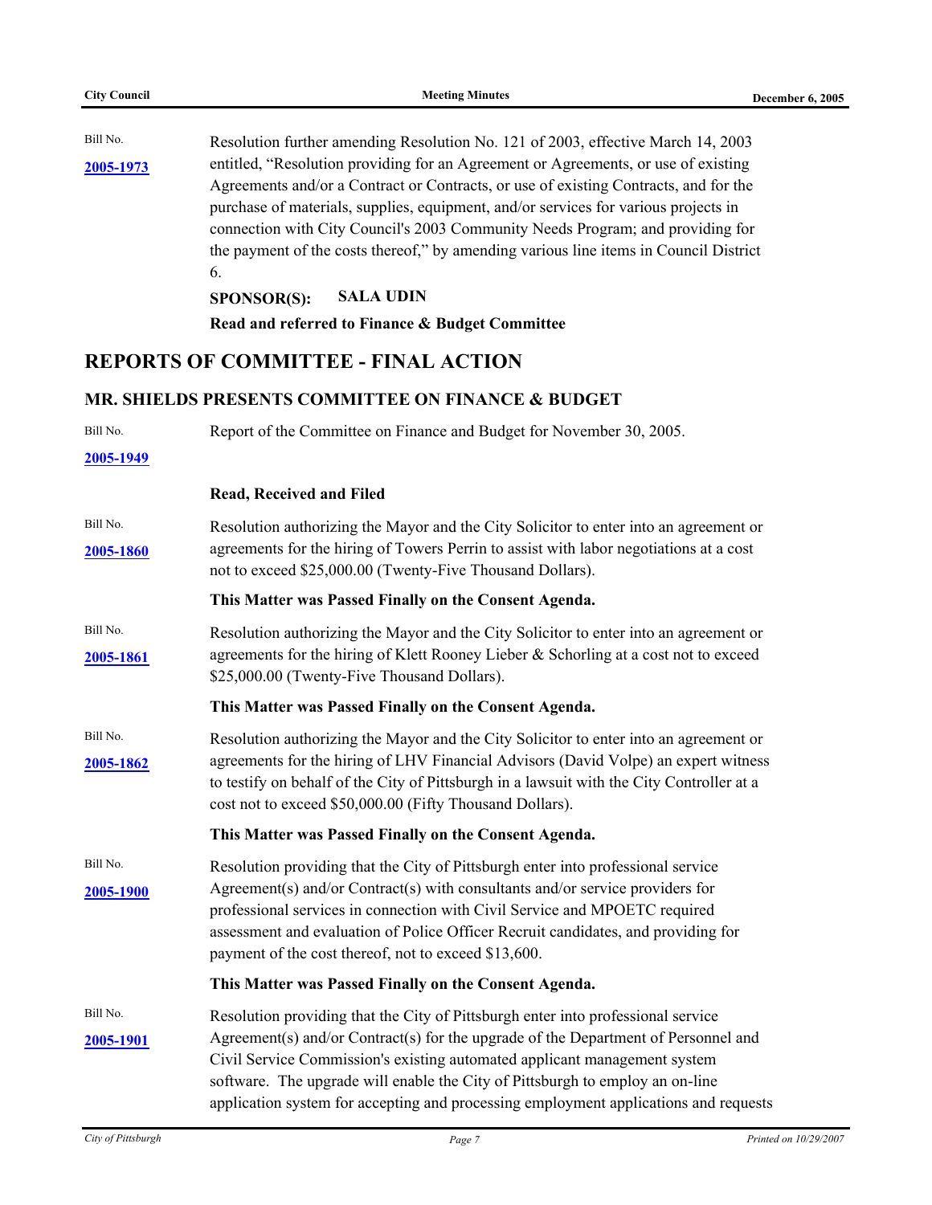Bill No.

**2005-1973**

Resolution further amending Resolution No. 121 of 2003, effective March 14, 2003 entitled, "Resolution providing for an Agreement or Agreements, or use of existing Agreements and/or a Contract or Contracts, or use of existing Contracts, and for the purchase of materials, supplies, equipment, and/or services for various projects in connection with City Council's 2003 Community Needs Program; and providing for the payment of the costs thereof," by amending various line items in Council District 6.

**SPONSOR(S): SALA UDIN**

**Read and referred to Finance & Budget Committee**

## REPORTS OF COMMITTEE - FINAL ACTION

### MR. SHIELDS PRESENTS COMMITTEE ON FINANCE & BUDGET

Bill No.

**2005-1949**

Report of the Committee on Finance and Budget for November 30, 2005.

**Read, Received and Filed**

Bill No.

**2005-1860**

Resolution authorizing the Mayor and the City Solicitor to enter into an agreement or agreements for the hiring of Towers Perrin to assist with labor negotiations at a cost not to exceed $25,000.00 (Twenty-Five Thousand Dollars).

**This Matter was Passed Finally on the Consent Agenda.**

Bill No.

**2005-1861**

Resolution authorizing the Mayor and the City Solicitor to enter into an agreement or agreements for the hiring of Klett Rooney Lieber & Schorling at a cost not to exceed $25,000.00 (Twenty-Five Thousand Dollars).

**This Matter was Passed Finally on the Consent Agenda.**

Bill No.

**2005-1862**

Resolution authorizing the Mayor and the City Solicitor to enter into an agreement or agreements for the hiring of LHV Financial Advisors (David Volpe) an expert witness to testify on behalf of the City of Pittsburgh in a lawsuit with the City Controller at a cost not to exceed $50,000.00 (Fifty Thousand Dollars).

**This Matter was Passed Finally on the Consent Agenda.**

Bill No.

**2005-1900**

Resolution providing that the City of Pittsburgh enter into professional service Agreement(s) and/or Contract(s) with consultants and/or service providers for professional services in connection with Civil Service and MPOETC required assessment and evaluation of Police Officer Recruit candidates, and providing for payment of the cost thereof, not to exceed $13,600.

**This Matter was Passed Finally on the Consent Agenda.**

Bill No.

**2005-1901**

Resolution providing that the City of Pittsburgh enter into professional service Agreement(s) and/or Contract(s) for the upgrade of the Department of Personnel and Civil Service Commission's existing automated applicant management system software. The upgrade will enable the City of Pittsburgh to employ an on-line application system for accepting and processing employment applications and requests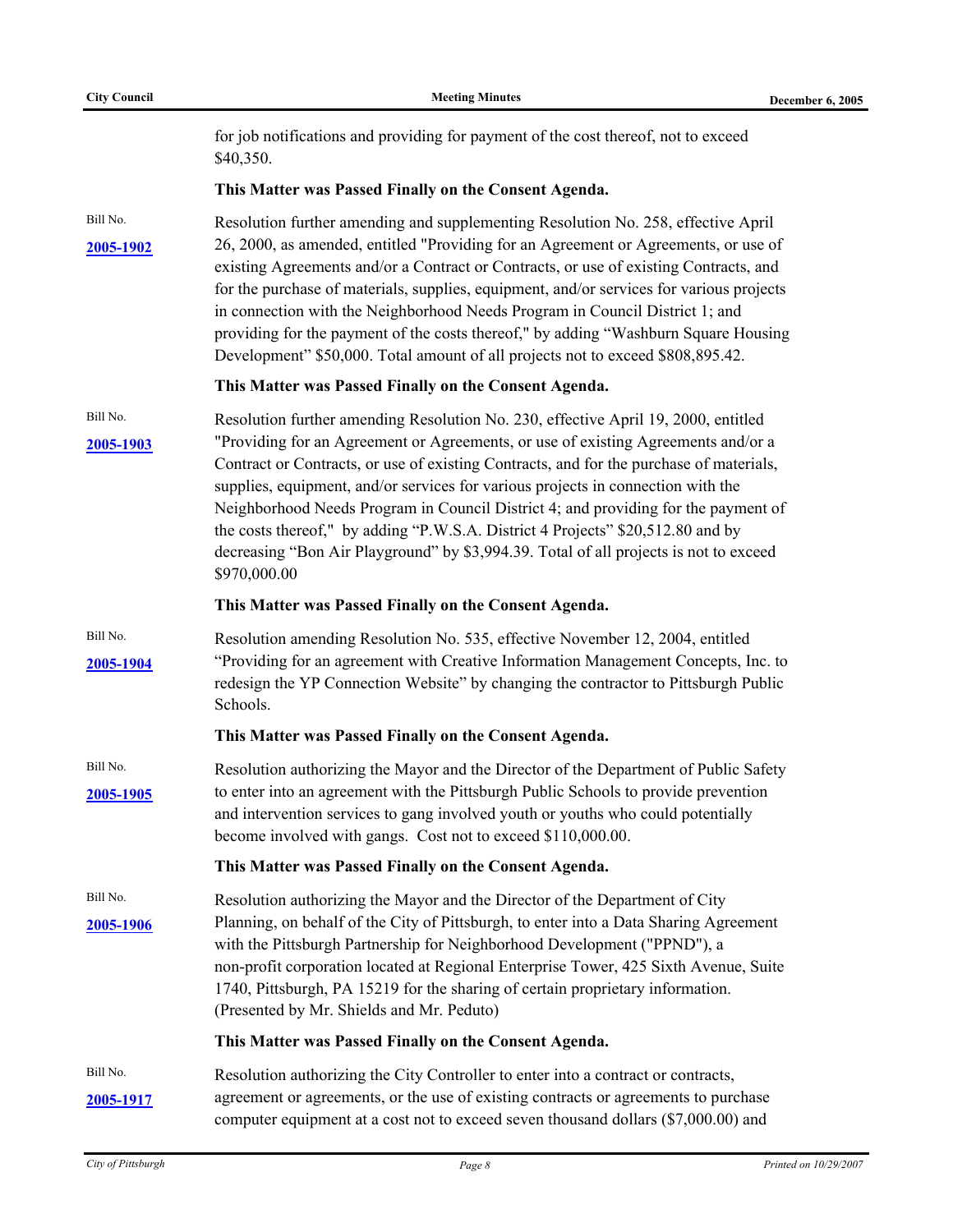for job notifications and providing for payment of the cost thereof, not to exceed $40,350.

**This Matter was Passed Finally on the Consent Agenda.**

Bill No. **2005-1902**

Resolution further amending and supplementing Resolution No. 258, effective April 26, 2000, as amended, entitled "Providing for an Agreement or Agreements, or use of existing Agreements and/or a Contract or Contracts, or use of existing Contracts, and for the purchase of materials, supplies, equipment, and/or services for various projects in connection with the Neighborhood Needs Program in Council District 1; and providing for the payment of the costs thereof," by adding "Washburn Square Housing Development" $50,000. Total amount of all projects not to exceed $808,895.42.

**This Matter was Passed Finally on the Consent Agenda.**

Bill No. **2005-1903**

Resolution further amending Resolution No. 230, effective April 19, 2000, entitled "Providing for an Agreement or Agreements, or use of existing Agreements and/or a Contract or Contracts, or use of existing Contracts, and for the purchase of materials, supplies, equipment, and/or services for various projects in connection with the Neighborhood Needs Program in Council District 4; and providing for the payment of the costs thereof," by adding "P.W.S.A. District 4 Projects" $20,512.80 and by decreasing "Bon Air Playground" by $3,994.39. Total of all projects is not to exceed $970,000.00

**This Matter was Passed Finally on the Consent Agenda.**

Bill No. **2005-1904**

Resolution amending Resolution No. 535, effective November 12, 2004, entitled "Providing for an agreement with Creative Information Management Concepts, Inc. to redesign the YP Connection Website" by changing the contractor to Pittsburgh Public Schools.

**This Matter was Passed Finally on the Consent Agenda.**

Bill No. **2005-1905**

Resolution authorizing the Mayor and the Director of the Department of Public Safety to enter into an agreement with the Pittsburgh Public Schools to provide prevention and intervention services to gang involved youth or youths who could potentially become involved with gangs. Cost not to exceed $110,000.00.

**This Matter was Passed Finally on the Consent Agenda.**

Bill No. **2005-1906**

Resolution authorizing the Mayor and the Director of the Department of City Planning, on behalf of the City of Pittsburgh, to enter into a Data Sharing Agreement with the Pittsburgh Partnership for Neighborhood Development ("PPND"), a non-profit corporation located at Regional Enterprise Tower, 425 Sixth Avenue, Suite 1740, Pittsburgh, PA 15219 for the sharing of certain proprietary information. (Presented by Mr. Shields and Mr. Peduto)

**This Matter was Passed Finally on the Consent Agenda.**

Bill No. **2005-1917**

Resolution authorizing the City Controller to enter into a contract or contracts, agreement or agreements, or the use of existing contracts or agreements to purchase computer equipment at a cost not to exceed seven thousand dollars ($7,000.00) and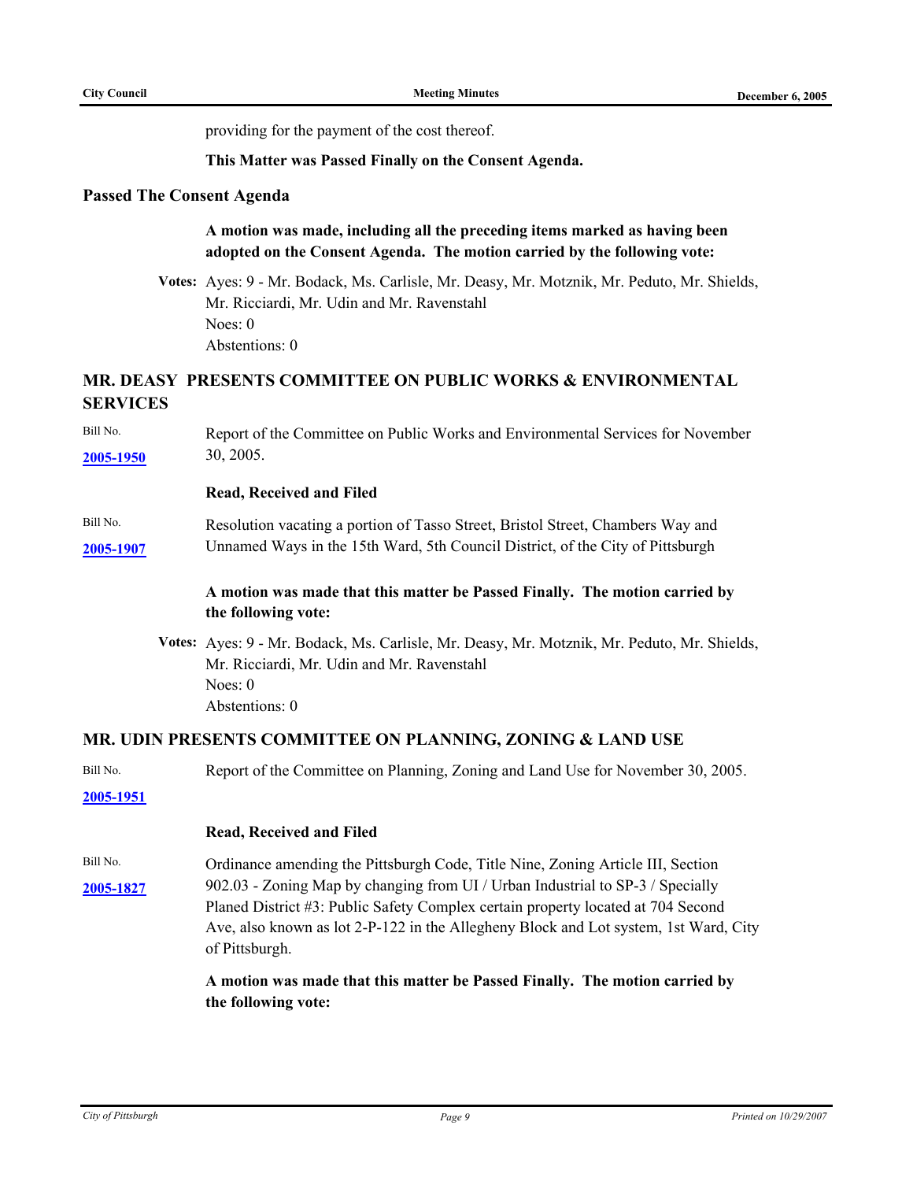providing for the payment of the cost thereof.

**This Matter was Passed Finally on the Consent Agenda.**

## Passed The Consent Agenda

**A motion was made, including all the preceding items marked as having been adopted on the Consent Agenda. The motion carried by the following vote:**

**Votes:** Ayes: 9 - Mr. Bodack, Ms. Carlisle, Mr. Deasy, Mr. Motznik, Mr. Peduto, Mr. Shields, Mr. Ricciardi, Mr. Udin and Mr. Ravenstahl
Noes: 0
Abstentions: 0

## MR. DEASY PRESENTS COMMITTEE ON PUBLIC WORKS & ENVIRONMENTAL SERVICES

Bill No. **2005-1950**

Report of the Committee on Public Works and Environmental Services for November 30, 2005.

**Read, Received and Filed**

Bill No. **2005-1907**

Resolution vacating a portion of Tasso Street, Bristol Street, Chambers Way and Unnamed Ways in the 15th Ward, 5th Council District, of the City of Pittsburgh

**A motion was made that this matter be Passed Finally. The motion carried by the following vote:**

**Votes:** Ayes: 9 - Mr. Bodack, Ms. Carlisle, Mr. Deasy, Mr. Motznik, Mr. Peduto, Mr. Shields, Mr. Ricciardi, Mr. Udin and Mr. Ravenstahl
Noes: 0
Abstentions: 0

## MR. UDIN PRESENTS COMMITTEE ON PLANNING, ZONING & LAND USE

Bill No. **2005-1951**

Report of the Committee on Planning, Zoning and Land Use for November 30, 2005.

**Read, Received and Filed**

Bill No. **2005-1827**

Ordinance amending the Pittsburgh Code, Title Nine, Zoning Article III, Section 902.03 - Zoning Map by changing from UI / Urban Industrial to SP-3 / Specially Planed District #3: Public Safety Complex certain property located at 704 Second Ave, also known as lot 2-P-122 in the Allegheny Block and Lot system, 1st Ward, City of Pittsburgh.

**A motion was made that this matter be Passed Finally. The motion carried by the following vote:**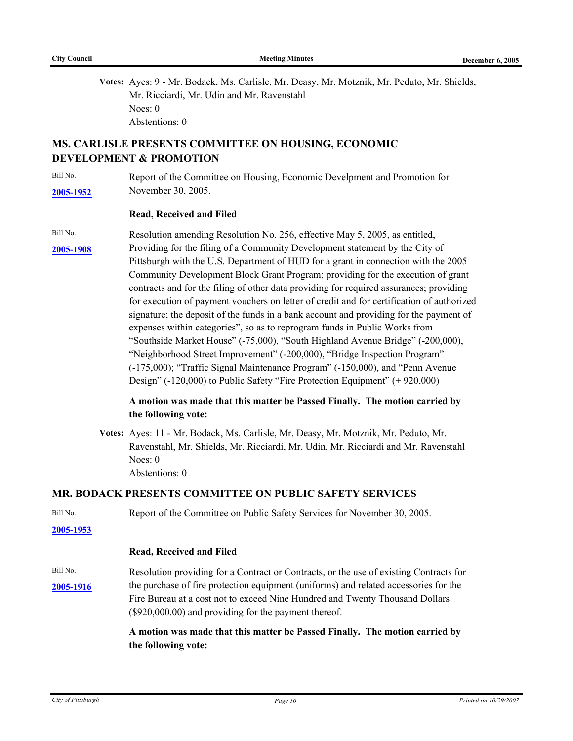**Votes:** Ayes: 9 - Mr. Bodack, Ms. Carlisle, Mr. Deasy, Mr. Motznik, Mr. Peduto, Mr. Shields, Mr. Ricciardi, Mr. Udin and Mr. Ravenstahl
Noes: 0
Abstentions: 0

## MS. CARLISLE PRESENTS COMMITTEE ON HOUSING, ECONOMIC DEVELOPMENT & PROMOTION

Bill No. **2005-1952**

Report of the Committee on Housing, Economic Develpment and Promotion for November 30, 2005.

**Read, Received and Filed**

Bill No. **2005-1908**

Resolution amending Resolution No. 256, effective May 5, 2005, as entitled, Providing for the filing of a Community Development statement by the City of Pittsburgh with the U.S. Department of HUD for a grant in connection with the 2005 Community Development Block Grant Program; providing for the execution of grant contracts and for the filing of other data providing for required assurances; providing for execution of payment vouchers on letter of credit and for certification of authorized signature; the deposit of the funds in a bank account and providing for the payment of expenses within categories", so as to reprogram funds in Public Works from "Southside Market House" (-75,000), "South Highland Avenue Bridge" (-200,000), "Neighborhood Street Improvement" (-200,000), "Bridge Inspection Program" (-175,000); "Traffic Signal Maintenance Program" (-150,000), and "Penn Avenue Design" (-120,000) to Public Safety "Fire Protection Equipment" (+ 920,000)

**A motion was made that this matter be Passed Finally. The motion carried by the following vote:**

**Votes:** Ayes: 11 - Mr. Bodack, Ms. Carlisle, Mr. Deasy, Mr. Motznik, Mr. Peduto, Mr. Ravenstahl, Mr. Shields, Mr. Ricciardi, Mr. Udin, Mr. Ricciardi and Mr. Ravenstahl
Noes: 0
Abstentions: 0

## MR. BODACK PRESENTS COMMITTEE ON PUBLIC SAFETY SERVICES

Bill No. **2005-1953**

Report of the Committee on Public Safety Services for November 30, 2005.

**Read, Received and Filed**

Bill No. **2005-1916**

Resolution providing for a Contract or Contracts, or the use of existing Contracts for the purchase of fire protection equipment (uniforms) and related accessories for the Fire Bureau at a cost not to exceed Nine Hundred and Twenty Thousand Dollars ($920,000.00) and providing for the payment thereof.

**A motion was made that this matter be Passed Finally. The motion carried by the following vote:**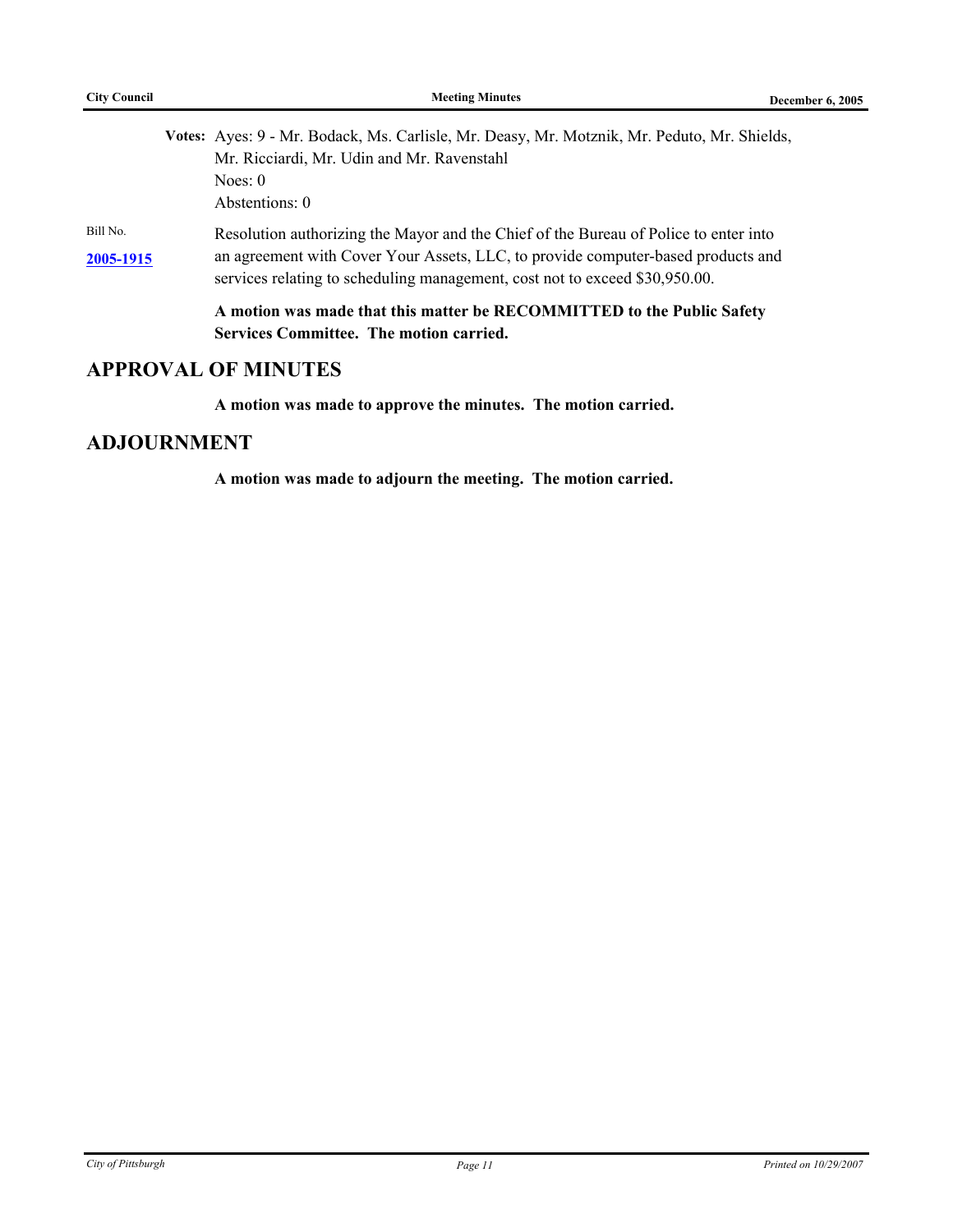**Votes:** Ayes: 9 - Mr. Bodack, Ms. Carlisle, Mr. Deasy, Mr. Motznik, Mr. Peduto, Mr. Shields, Mr. Ricciardi, Mr. Udin and Mr. Ravenstahl
Noes: 0
Abstentions: 0

Bill No. **2005-1915**

Resolution authorizing the Mayor and the Chief of the Bureau of Police to enter into an agreement with Cover Your Assets, LLC, to provide computer-based products and services relating to scheduling management, cost not to exceed $30,950.00.

**A motion was made that this matter be RECOMMITTED to the Public Safety Services Committee. The motion carried.**

## APPROVAL OF MINUTES

**A motion was made to approve the minutes. The motion carried.**

## ADJOURNMENT

**A motion was made to adjourn the meeting. The motion carried.**